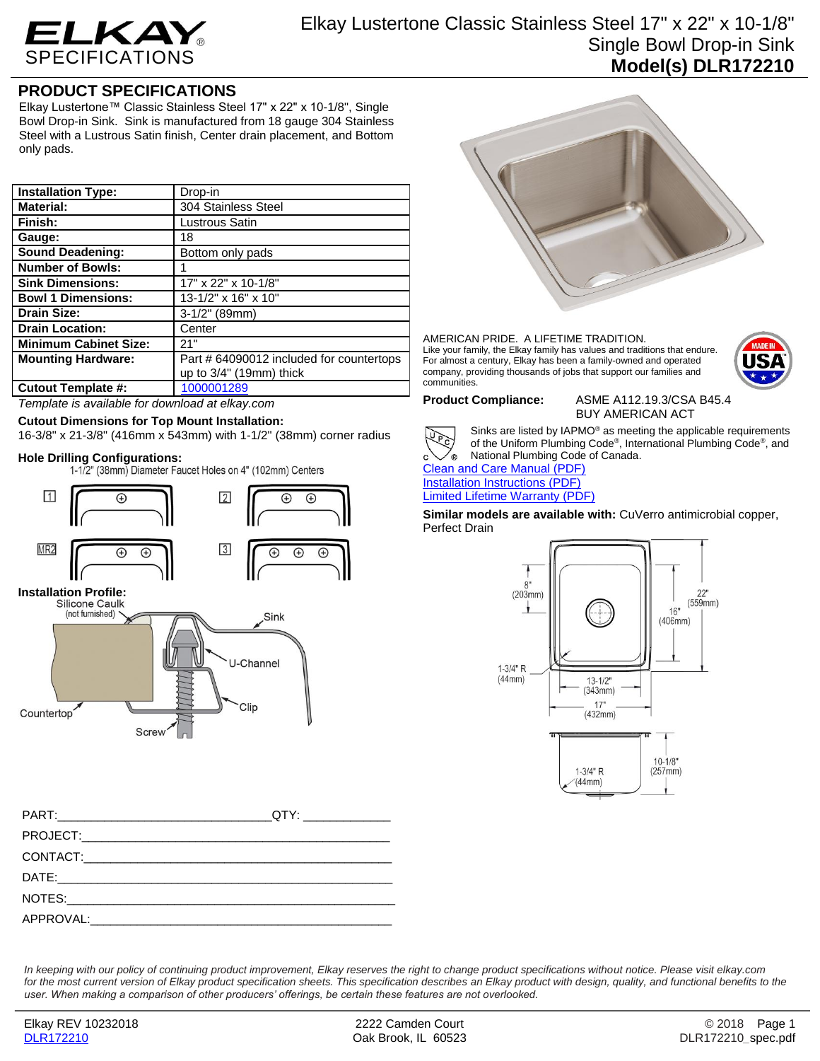# Elkay Lustertone Classic Stainless Steel 17" x 22" x 10-1/8" Single Bowl Drop-in Sink

## Model(s) DLR172210

## PRODUCT SPECIFICATIONS

Elkay Lustertone™ Classic Stainless Steel 17" x 22" x 10-1/8", Single Bowl Drop-in Sink. Sink is manufactured from 18 gauge 304 Stainless Steel with a Lustrous Satin finish, Center drain placement, and Bottom only pads.

| | |
|---|---|
| **Installation Type:** | Drop-in |
| **Material:** | 304 Stainless Steel |
| **Finish:** | Lustrous Satin |
| **Gauge:** | 18 |
| **Sound Deadening:** | Bottom only pads |
| **Number of Bowls:** | 1 |
| **Sink Dimensions:** | 17" x 22" x 10-1/8" |
| **Bowl 1 Dimensions:** | 13-1/2" x 16" x 10" |
| **Drain Size:** | 3-1/2" (89mm) |
| **Drain Location:** | Center |
| **Minimum Cabinet Size:** | 21" |
| **Mounting Hardware:** | Part # 64090012 included for countertops up to 3/4" (19mm) thick |
| **Cutout Template #:** | 1000001289 |

*Template is available for download at elkay.com*

**Cutout Dimensions for Top Mount Installation:**
16-3/8" x 21-3/8" (416mm x 543mm) with 1-1/2" (38mm) corner radius

**Hole Drilling Configurations:**
1-1/2" (38mm) Diameter Faucet Holes on 4" (102mm) Centers

1 2 MR2 3

**Installation Profile:**
Silicone Caulk (not furnished), Sink, U-Channel, Clip, Countertop, Screw

AMERICAN PRIDE. A LIFETIME TRADITION.
Like your family, the Elkay family has values and traditions that endure. For almost a century, Elkay has been a family-owned and operated company, providing thousands of jobs that support our families and communities.

MADE IN USA

**Product Compliance:** ASME A112.19.3/CSA B45.4
BUY AMERICAN ACT

Sinks are listed by IAPMO® as meeting the applicable requirements of the Uniform Plumbing Code®, International Plumbing Code®, and National Plumbing Code of Canada.

Clean and Care Manual (PDF)
Installation Instructions (PDF)
Limited Lifetime Warranty (PDF)

**Similar models are available with:** CuVerro antimicrobial copper, Perfect Drain

8" (203mm) · 22" (559mm) · 16" (406mm) · 1-3/4" R (44mm) · 13-1/2" (343mm) · 17" (432mm) · 10-1/8" (257mm) · 1-3/4" R (44mm)

PART:_______________________________QTY: ____________
PROJECT:_____________________________________________
CONTACT:_____________________________________________
DATE:________________________________________________
NOTES:_______________________________________________
APPROVAL:____________________________________________

*In keeping with our policy of continuing product improvement, Elkay reserves the right to change product specifications without notice. Please visit elkay.com for the most current version of Elkay product specification sheets. This specification describes an Elkay product with design, quality, and functional benefits to the user. When making a comparison of other producers' offerings, be certain these features are not overlooked.*

Elkay REV 10232018 · DLR172210 · 2222 Camden Court, Oak Brook, IL 60523 · © 2018 · DLR172210_spec.pdf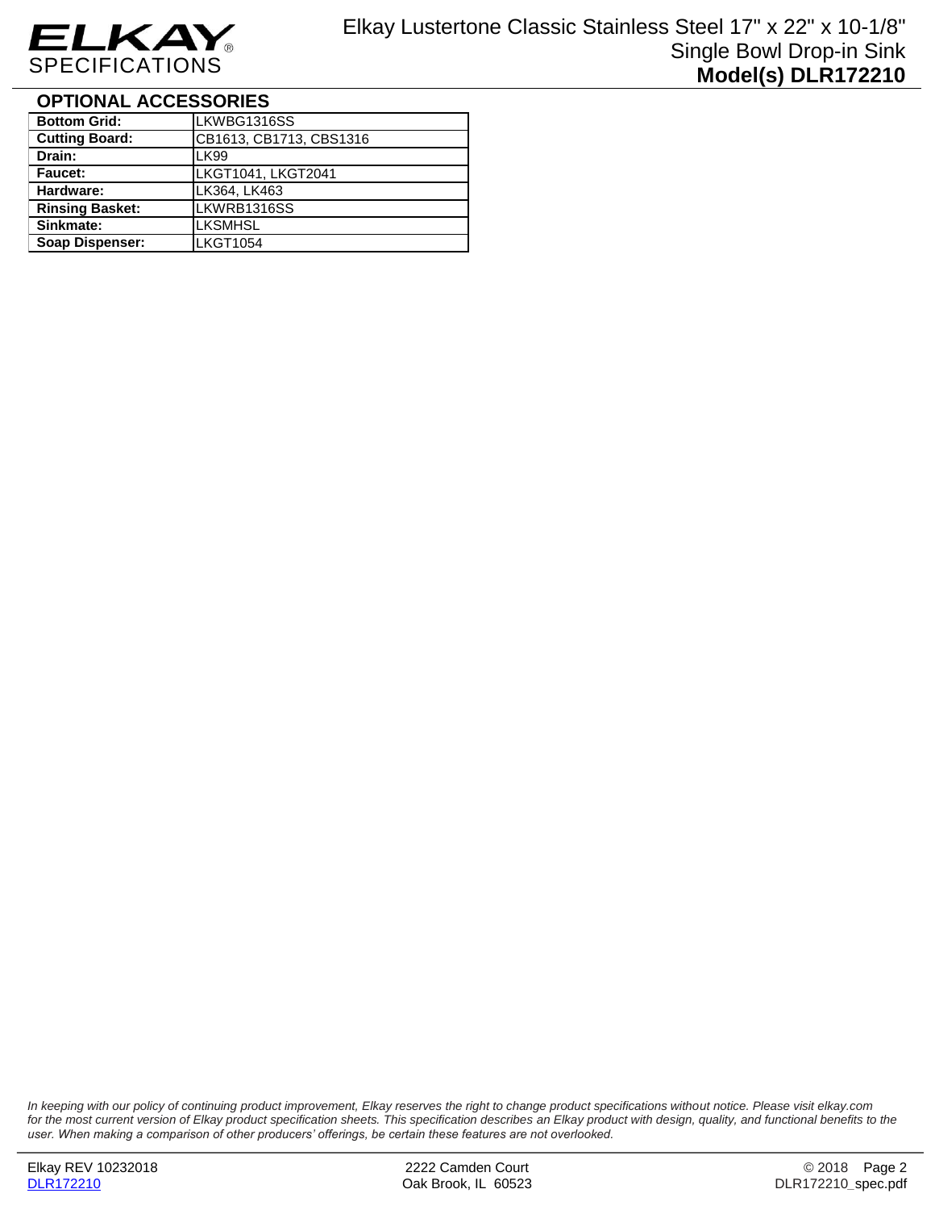## OPTIONAL ACCESSORIES

| | |
|---|---|
| **Bottom Grid:** | LKWBG1316SS |
| **Cutting Board:** | CB1613, CB1713, CBS1316 |
| **Drain:** | LK99 |
| **Faucet:** | LKGT1041, LKGT2041 |
| **Hardware:** | LK364, LK463 |
| **Rinsing Basket:** | LKWRB1316SS |
| **Sinkmate:** | LKSMHSL |
| **Soap Dispenser:** | LKGT1054 |

*In keeping with our policy of continuing product improvement, Elkay reserves the right to change product specifications without notice. Please visit elkay.com for the most current version of Elkay product specification sheets. This specification describes an Elkay product with design, quality, and functional benefits to the user. When making a comparison of other producers' offerings, be certain these features are not overlooked.*